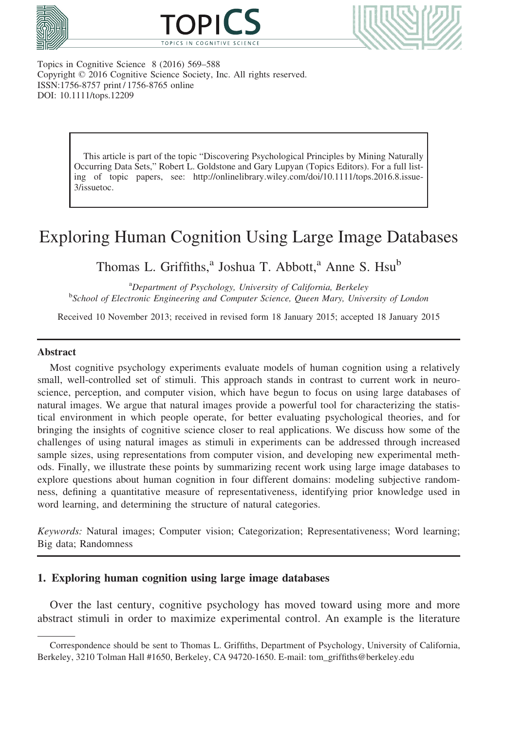Topics in Cognitive Science 8 (2016) 569–588
Copyright © 2016 Cognitive Science Society, Inc. All rights reserved.
ISSN:1756-8757 print / 1756-8765 online
DOI: 10.1111/tops.12209

> This article is part of the topic "Discovering Psychological Principles by Mining Naturally Occurring Data Sets," Robert L. Goldstone and Gary Lupyan (Topics Editors). For a full listing of topic papers, see: http://onlinelibrary.wiley.com/doi/10.1111/tops.2016.8.issue-3/issuetoc.

# Exploring Human Cognition Using Large Image Databases

Thomas L. Griffiths,[a] Joshua T. Abbott,[a] Anne S. Hsu[b]

[a] *Department of Psychology, University of California, Berkeley*
[b] *School of Electronic Engineering and Computer Science, Queen Mary, University of London*

Received 10 November 2013; received in revised form 18 January 2015; accepted 18 January 2015

## Abstract

Most cognitive psychology experiments evaluate models of human cognition using a relatively small, well-controlled set of stimuli. This approach stands in contrast to current work in neuroscience, perception, and computer vision, which have begun to focus on using large databases of natural images. We argue that natural images provide a powerful tool for characterizing the statistical environment in which people operate, for better evaluating psychological theories, and for bringing the insights of cognitive science closer to real applications. We discuss how some of the challenges of using natural images as stimuli in experiments can be addressed through increased sample sizes, using representations from computer vision, and developing new experimental methods. Finally, we illustrate these points by summarizing recent work using large image databases to explore questions about human cognition in four different domains: modeling subjective randomness, defining a quantitative measure of representativeness, identifying prior knowledge used in word learning, and determining the structure of natural categories.

*Keywords:* Natural images; Computer vision; Categorization; Representativeness; Word learning; Big data; Randomness

## 1. Exploring human cognition using large image databases

Over the last century, cognitive psychology has moved toward using more and more abstract stimuli in order to maximize experimental control. An example is the literature

Correspondence should be sent to Thomas L. Griffiths, Department of Psychology, University of California, Berkeley, 3210 Tolman Hall #1650, Berkeley, CA 94720-1650. E-mail: tom_griffiths@berkeley.edu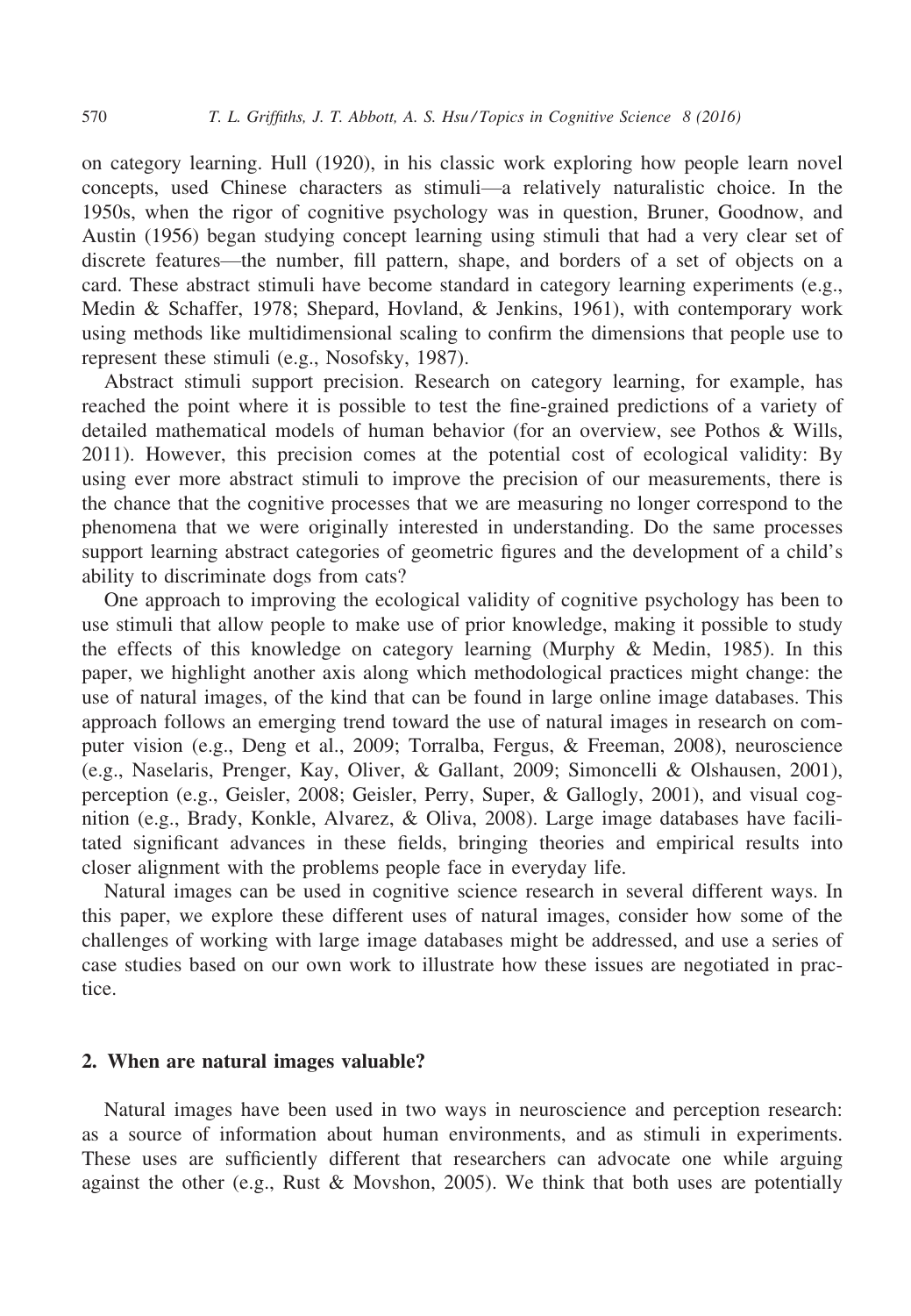on category learning. Hull (1920), in his classic work exploring how people learn novel concepts, used Chinese characters as stimuli—a relatively naturalistic choice. In the 1950s, when the rigor of cognitive psychology was in question, Bruner, Goodnow, and Austin (1956) began studying concept learning using stimuli that had a very clear set of discrete features—the number, fill pattern, shape, and borders of a set of objects on a card. These abstract stimuli have become standard in category learning experiments (e.g., Medin & Schaffer, 1978; Shepard, Hovland, & Jenkins, 1961), with contemporary work using methods like multidimensional scaling to confirm the dimensions that people use to represent these stimuli (e.g., Nosofsky, 1987).

Abstract stimuli support precision. Research on category learning, for example, has reached the point where it is possible to test the fine-grained predictions of a variety of detailed mathematical models of human behavior (for an overview, see Pothos & Wills, 2011). However, this precision comes at the potential cost of ecological validity: By using ever more abstract stimuli to improve the precision of our measurements, there is the chance that the cognitive processes that we are measuring no longer correspond to the phenomena that we were originally interested in understanding. Do the same processes support learning abstract categories of geometric figures and the development of a child's ability to discriminate dogs from cats?

One approach to improving the ecological validity of cognitive psychology has been to use stimuli that allow people to make use of prior knowledge, making it possible to study the effects of this knowledge on category learning (Murphy & Medin, 1985). In this paper, we highlight another axis along which methodological practices might change: the use of natural images, of the kind that can be found in large online image databases. This approach follows an emerging trend toward the use of natural images in research on computer vision (e.g., Deng et al., 2009; Torralba, Fergus, & Freeman, 2008), neuroscience (e.g., Naselaris, Prenger, Kay, Oliver, & Gallant, 2009; Simoncelli & Olshausen, 2001), perception (e.g., Geisler, 2008; Geisler, Perry, Super, & Gallogly, 2001), and visual cognition (e.g., Brady, Konkle, Alvarez, & Oliva, 2008). Large image databases have facilitated significant advances in these fields, bringing theories and empirical results into closer alignment with the problems people face in everyday life.

Natural images can be used in cognitive science research in several different ways. In this paper, we explore these different uses of natural images, consider how some of the challenges of working with large image databases might be addressed, and use a series of case studies based on our own work to illustrate how these issues are negotiated in practice.

## 2. When are natural images valuable?

Natural images have been used in two ways in neuroscience and perception research: as a source of information about human environments, and as stimuli in experiments. These uses are sufficiently different that researchers can advocate one while arguing against the other (e.g., Rust & Movshon, 2005). We think that both uses are potentially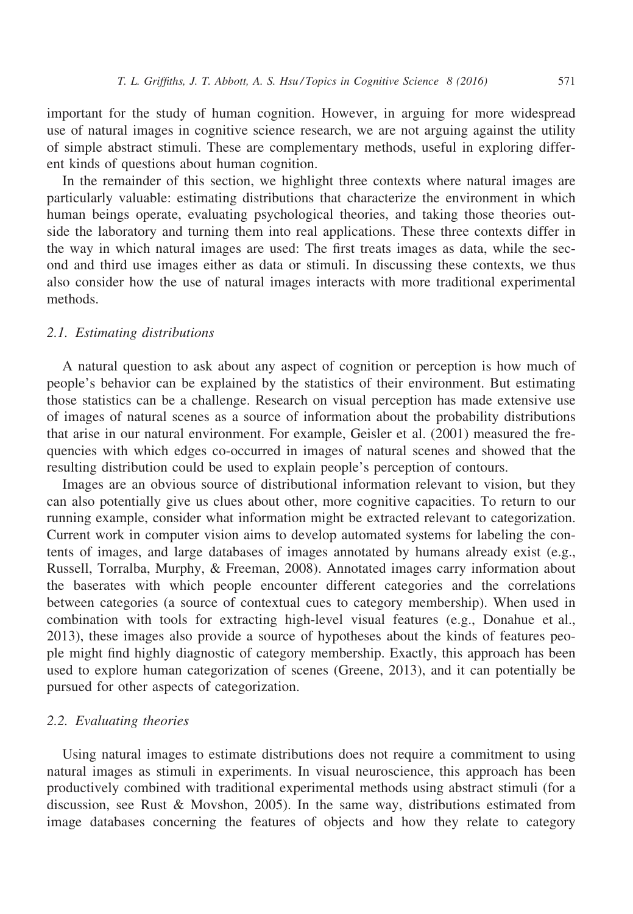important for the study of human cognition. However, in arguing for more widespread use of natural images in cognitive science research, we are not arguing against the utility of simple abstract stimuli. These are complementary methods, useful in exploring different kinds of questions about human cognition.

In the remainder of this section, we highlight three contexts where natural images are particularly valuable: estimating distributions that characterize the environment in which human beings operate, evaluating psychological theories, and taking those theories outside the laboratory and turning them into real applications. These three contexts differ in the way in which natural images are used: The first treats images as data, while the second and third use images either as data or stimuli. In discussing these contexts, we thus also consider how the use of natural images interacts with more traditional experimental methods.

### 2.1. Estimating distributions

A natural question to ask about any aspect of cognition or perception is how much of people's behavior can be explained by the statistics of their environment. But estimating those statistics can be a challenge. Research on visual perception has made extensive use of images of natural scenes as a source of information about the probability distributions that arise in our natural environment. For example, Geisler et al. (2001) measured the frequencies with which edges co-occurred in images of natural scenes and showed that the resulting distribution could be used to explain people's perception of contours.

Images are an obvious source of distributional information relevant to vision, but they can also potentially give us clues about other, more cognitive capacities. To return to our running example, consider what information might be extracted relevant to categorization. Current work in computer vision aims to develop automated systems for labeling the contents of images, and large databases of images annotated by humans already exist (e.g., Russell, Torralba, Murphy, & Freeman, 2008). Annotated images carry information about the baserates with which people encounter different categories and the correlations between categories (a source of contextual cues to category membership). When used in combination with tools for extracting high-level visual features (e.g., Donahue et al., 2013), these images also provide a source of hypotheses about the kinds of features people might find highly diagnostic of category membership. Exactly, this approach has been used to explore human categorization of scenes (Greene, 2013), and it can potentially be pursued for other aspects of categorization.

### 2.2. Evaluating theories

Using natural images to estimate distributions does not require a commitment to using natural images as stimuli in experiments. In visual neuroscience, this approach has been productively combined with traditional experimental methods using abstract stimuli (for a discussion, see Rust & Movshon, 2005). In the same way, distributions estimated from image databases concerning the features of objects and how they relate to category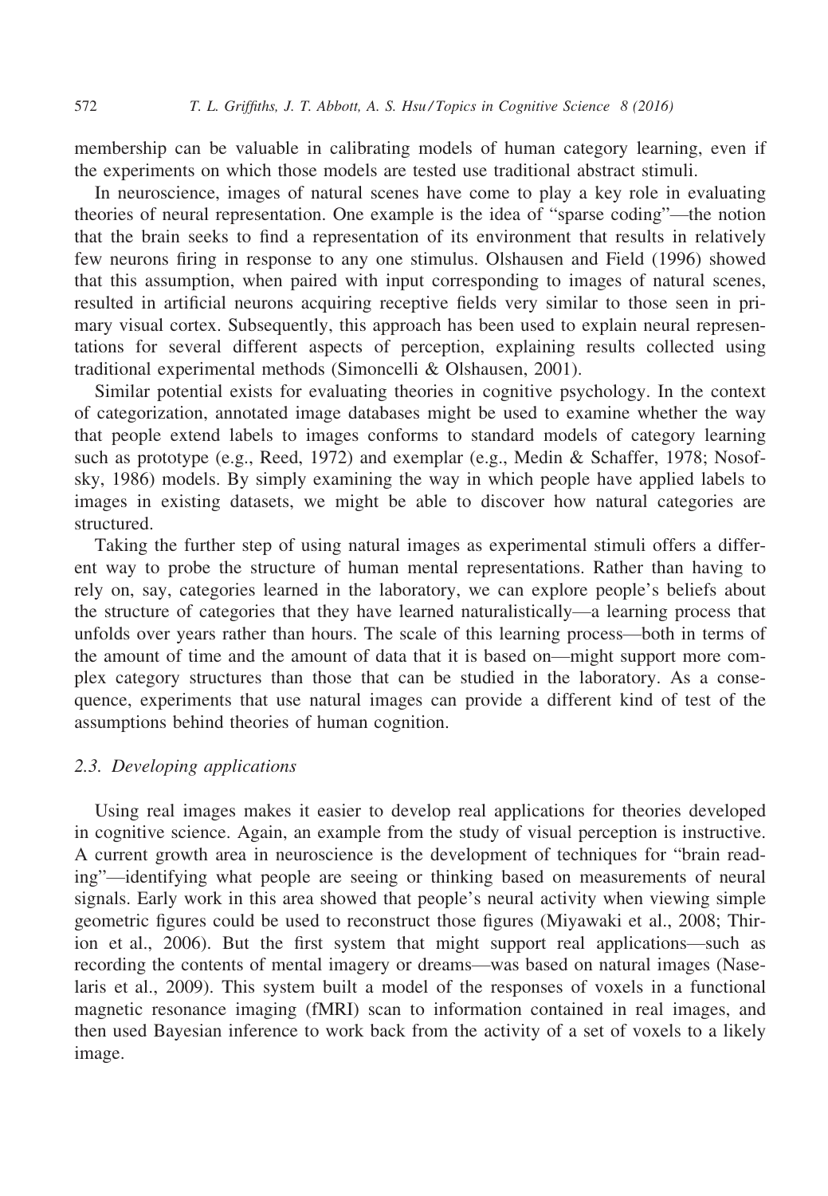membership can be valuable in calibrating models of human category learning, even if the experiments on which those models are tested use traditional abstract stimuli.

In neuroscience, images of natural scenes have come to play a key role in evaluating theories of neural representation. One example is the idea of "sparse coding"—the notion that the brain seeks to find a representation of its environment that results in relatively few neurons firing in response to any one stimulus. Olshausen and Field (1996) showed that this assumption, when paired with input corresponding to images of natural scenes, resulted in artificial neurons acquiring receptive fields very similar to those seen in primary visual cortex. Subsequently, this approach has been used to explain neural representations for several different aspects of perception, explaining results collected using traditional experimental methods (Simoncelli & Olshausen, 2001).

Similar potential exists for evaluating theories in cognitive psychology. In the context of categorization, annotated image databases might be used to examine whether the way that people extend labels to images conforms to standard models of category learning such as prototype (e.g., Reed, 1972) and exemplar (e.g., Medin & Schaffer, 1978; Nosofsky, 1986) models. By simply examining the way in which people have applied labels to images in existing datasets, we might be able to discover how natural categories are structured.

Taking the further step of using natural images as experimental stimuli offers a different way to probe the structure of human mental representations. Rather than having to rely on, say, categories learned in the laboratory, we can explore people's beliefs about the structure of categories that they have learned naturalistically—a learning process that unfolds over years rather than hours. The scale of this learning process—both in terms of the amount of time and the amount of data that it is based on—might support more complex category structures than those that can be studied in the laboratory. As a consequence, experiments that use natural images can provide a different kind of test of the assumptions behind theories of human cognition.

### 2.3. Developing applications

Using real images makes it easier to develop real applications for theories developed in cognitive science. Again, an example from the study of visual perception is instructive. A current growth area in neuroscience is the development of techniques for "brain reading"—identifying what people are seeing or thinking based on measurements of neural signals. Early work in this area showed that people's neural activity when viewing simple geometric figures could be used to reconstruct those figures (Miyawaki et al., 2008; Thirion et al., 2006). But the first system that might support real applications—such as recording the contents of mental imagery or dreams—was based on natural images (Naselaris et al., 2009). This system built a model of the responses of voxels in a functional magnetic resonance imaging (fMRI) scan to information contained in real images, and then used Bayesian inference to work back from the activity of a set of voxels to a likely image.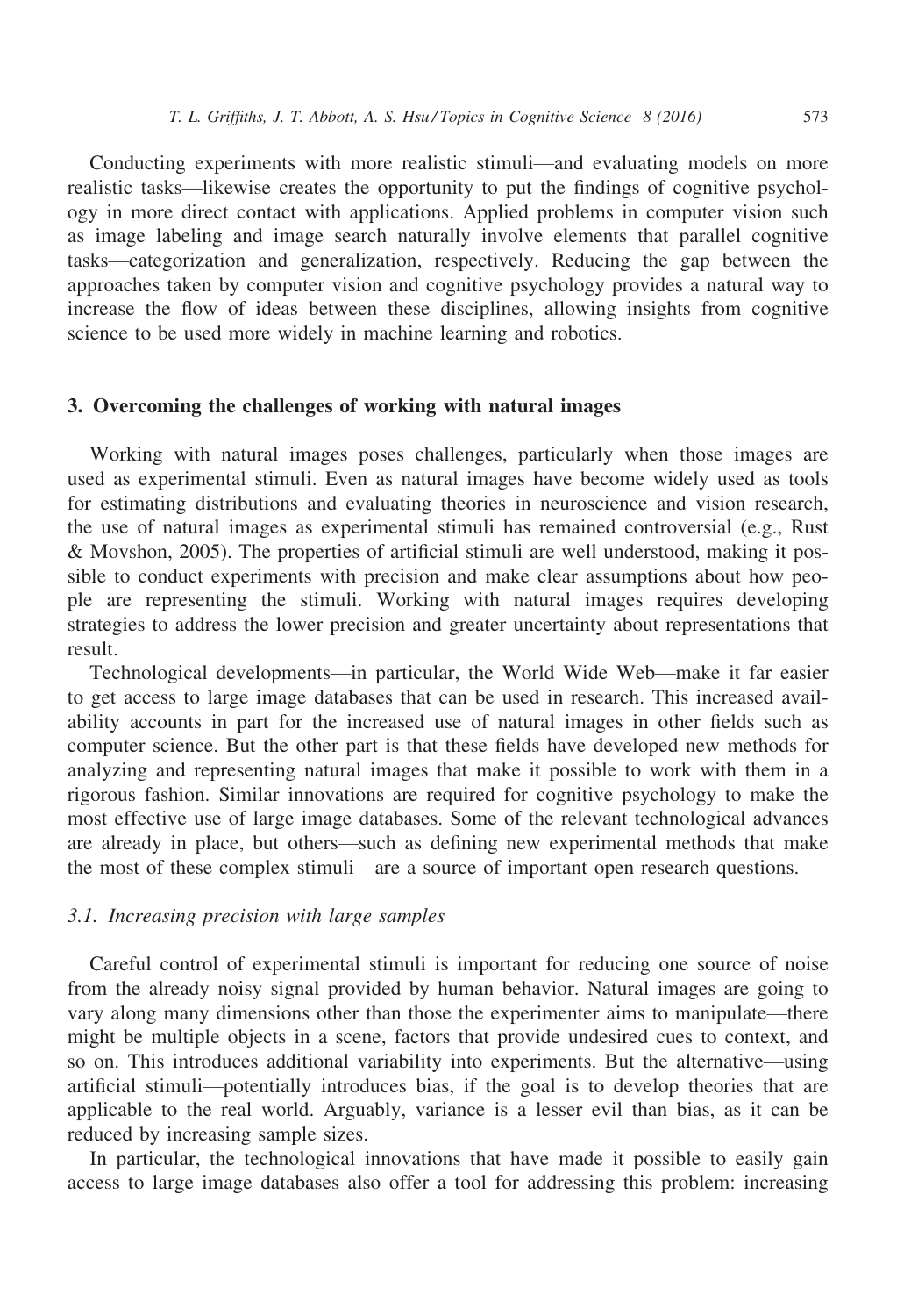Conducting experiments with more realistic stimuli—and evaluating models on more realistic tasks—likewise creates the opportunity to put the findings of cognitive psychology in more direct contact with applications. Applied problems in computer vision such as image labeling and image search naturally involve elements that parallel cognitive tasks—categorization and generalization, respectively. Reducing the gap between the approaches taken by computer vision and cognitive psychology provides a natural way to increase the flow of ideas between these disciplines, allowing insights from cognitive science to be used more widely in machine learning and robotics.

## 3. Overcoming the challenges of working with natural images

Working with natural images poses challenges, particularly when those images are used as experimental stimuli. Even as natural images have become widely used as tools for estimating distributions and evaluating theories in neuroscience and vision research, the use of natural images as experimental stimuli has remained controversial (e.g., Rust & Movshon, 2005). The properties of artificial stimuli are well understood, making it possible to conduct experiments with precision and make clear assumptions about how people are representing the stimuli. Working with natural images requires developing strategies to address the lower precision and greater uncertainty about representations that result.

Technological developments—in particular, the World Wide Web—make it far easier to get access to large image databases that can be used in research. This increased availability accounts in part for the increased use of natural images in other fields such as computer science. But the other part is that these fields have developed new methods for analyzing and representing natural images that make it possible to work with them in a rigorous fashion. Similar innovations are required for cognitive psychology to make the most effective use of large image databases. Some of the relevant technological advances are already in place, but others—such as defining new experimental methods that make the most of these complex stimuli—are a source of important open research questions.

### *3.1. Increasing precision with large samples*

Careful control of experimental stimuli is important for reducing one source of noise from the already noisy signal provided by human behavior. Natural images are going to vary along many dimensions other than those the experimenter aims to manipulate—there might be multiple objects in a scene, factors that provide undesired cues to context, and so on. This introduces additional variability into experiments. But the alternative—using artificial stimuli—potentially introduces bias, if the goal is to develop theories that are applicable to the real world. Arguably, variance is a lesser evil than bias, as it can be reduced by increasing sample sizes.

In particular, the technological innovations that have made it possible to easily gain access to large image databases also offer a tool for addressing this problem: increasing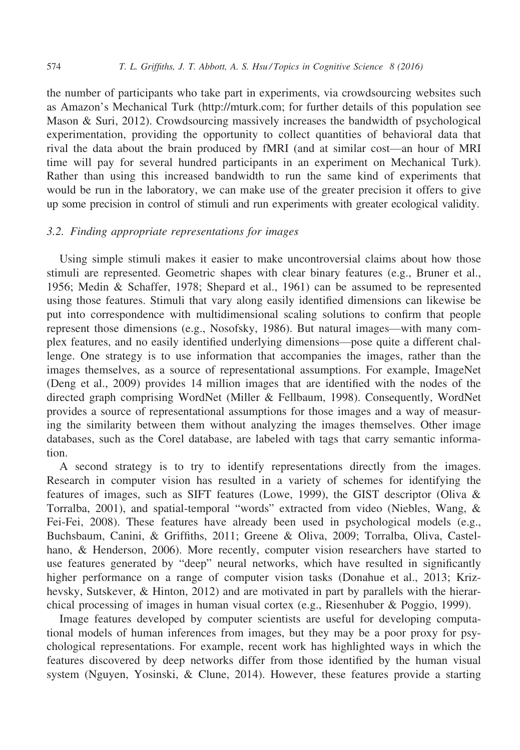the number of participants who take part in experiments, via crowdsourcing websites such as Amazon's Mechanical Turk (http://mturk.com; for further details of this population see Mason & Suri, 2012). Crowdsourcing massively increases the bandwidth of psychological experimentation, providing the opportunity to collect quantities of behavioral data that rival the data about the brain produced by fMRI (and at similar cost—an hour of MRI time will pay for several hundred participants in an experiment on Mechanical Turk). Rather than using this increased bandwidth to run the same kind of experiments that would be run in the laboratory, we can make use of the greater precision it offers to give up some precision in control of stimuli and run experiments with greater ecological validity.

### 3.2. Finding appropriate representations for images

Using simple stimuli makes it easier to make uncontroversial claims about how those stimuli are represented. Geometric shapes with clear binary features (e.g., Bruner et al., 1956; Medin & Schaffer, 1978; Shepard et al., 1961) can be assumed to be represented using those features. Stimuli that vary along easily identified dimensions can likewise be put into correspondence with multidimensional scaling solutions to confirm that people represent those dimensions (e.g., Nosofsky, 1986). But natural images—with many complex features, and no easily identified underlying dimensions—pose quite a different challenge. One strategy is to use information that accompanies the images, rather than the images themselves, as a source of representational assumptions. For example, ImageNet (Deng et al., 2009) provides 14 million images that are identified with the nodes of the directed graph comprising WordNet (Miller & Fellbaum, 1998). Consequently, WordNet provides a source of representational assumptions for those images and a way of measuring the similarity between them without analyzing the images themselves. Other image databases, such as the Corel database, are labeled with tags that carry semantic information.

A second strategy is to try to identify representations directly from the images. Research in computer vision has resulted in a variety of schemes for identifying the features of images, such as SIFT features (Lowe, 1999), the GIST descriptor (Oliva & Torralba, 2001), and spatial-temporal "words" extracted from video (Niebles, Wang, & Fei-Fei, 2008). These features have already been used in psychological models (e.g., Buchsbaum, Canini, & Griffiths, 2011; Greene & Oliva, 2009; Torralba, Oliva, Castelhano, & Henderson, 2006). More recently, computer vision researchers have started to use features generated by "deep" neural networks, which have resulted in significantly higher performance on a range of computer vision tasks (Donahue et al., 2013; Krizhevsky, Sutskever, & Hinton, 2012) and are motivated in part by parallels with the hierarchical processing of images in human visual cortex (e.g., Riesenhuber & Poggio, 1999).

Image features developed by computer scientists are useful for developing computational models of human inferences from images, but they may be a poor proxy for psychological representations. For example, recent work has highlighted ways in which the features discovered by deep networks differ from those identified by the human visual system (Nguyen, Yosinski, & Clune, 2014). However, these features provide a starting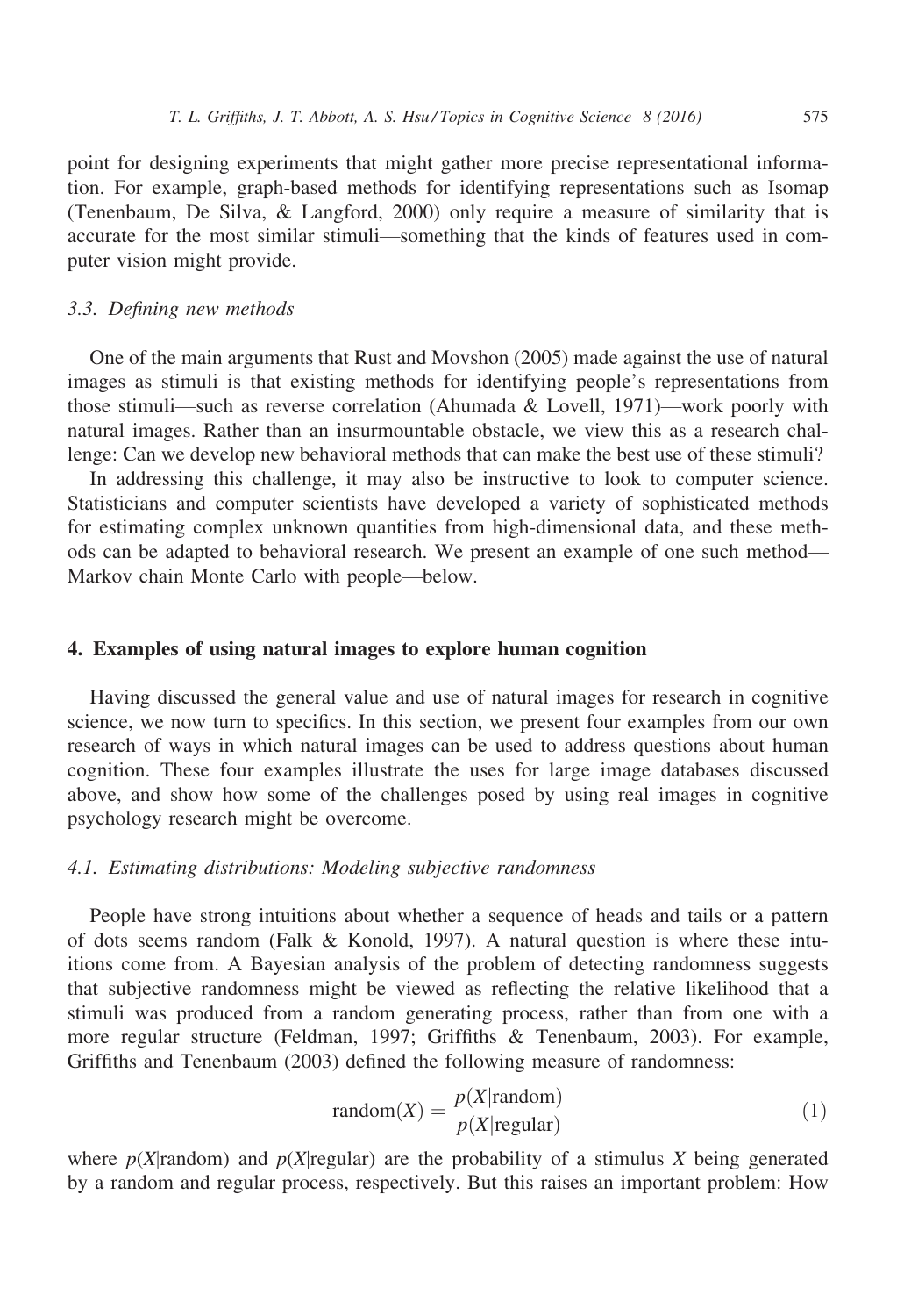point for designing experiments that might gather more precise representational information. For example, graph-based methods for identifying representations such as Isomap (Tenenbaum, De Silva, & Langford, 2000) only require a measure of similarity that is accurate for the most similar stimuli—something that the kinds of features used in computer vision might provide.

### 3.3. Defining new methods

One of the main arguments that Rust and Movshon (2005) made against the use of natural images as stimuli is that existing methods for identifying people's representations from those stimuli—such as reverse correlation (Ahumada & Lovell, 1971)—work poorly with natural images. Rather than an insurmountable obstacle, we view this as a research challenge: Can we develop new behavioral methods that can make the best use of these stimuli?

In addressing this challenge, it may also be instructive to look to computer science. Statisticians and computer scientists have developed a variety of sophisticated methods for estimating complex unknown quantities from high-dimensional data, and these methods can be adapted to behavioral research. We present an example of one such method—Markov chain Monte Carlo with people—below.

## 4. Examples of using natural images to explore human cognition

Having discussed the general value and use of natural images for research in cognitive science, we now turn to specifics. In this section, we present four examples from our own research of ways in which natural images can be used to address questions about human cognition. These four examples illustrate the uses for large image databases discussed above, and show how some of the challenges posed by using real images in cognitive psychology research might be overcome.

### 4.1. Estimating distributions: Modeling subjective randomness

People have strong intuitions about whether a sequence of heads and tails or a pattern of dots seems random (Falk & Konold, 1997). A natural question is where these intuitions come from. A Bayesian analysis of the problem of detecting randomness suggests that subjective randomness might be viewed as reflecting the relative likelihood that a stimuli was produced from a random generating process, rather than from one with a more regular structure (Feldman, 1997; Griffiths & Tenenbaum, 2003). For example, Griffiths and Tenenbaum (2003) defined the following measure of randomness:

$$\text{random}(X) = \frac{p(X|\text{random})}{p(X|\text{regular})} \tag{1}$$

where $p(X|\text{random})$ and $p(X|\text{regular})$ are the probability of a stimulus $X$ being generated by a random and regular process, respectively. But this raises an important problem: How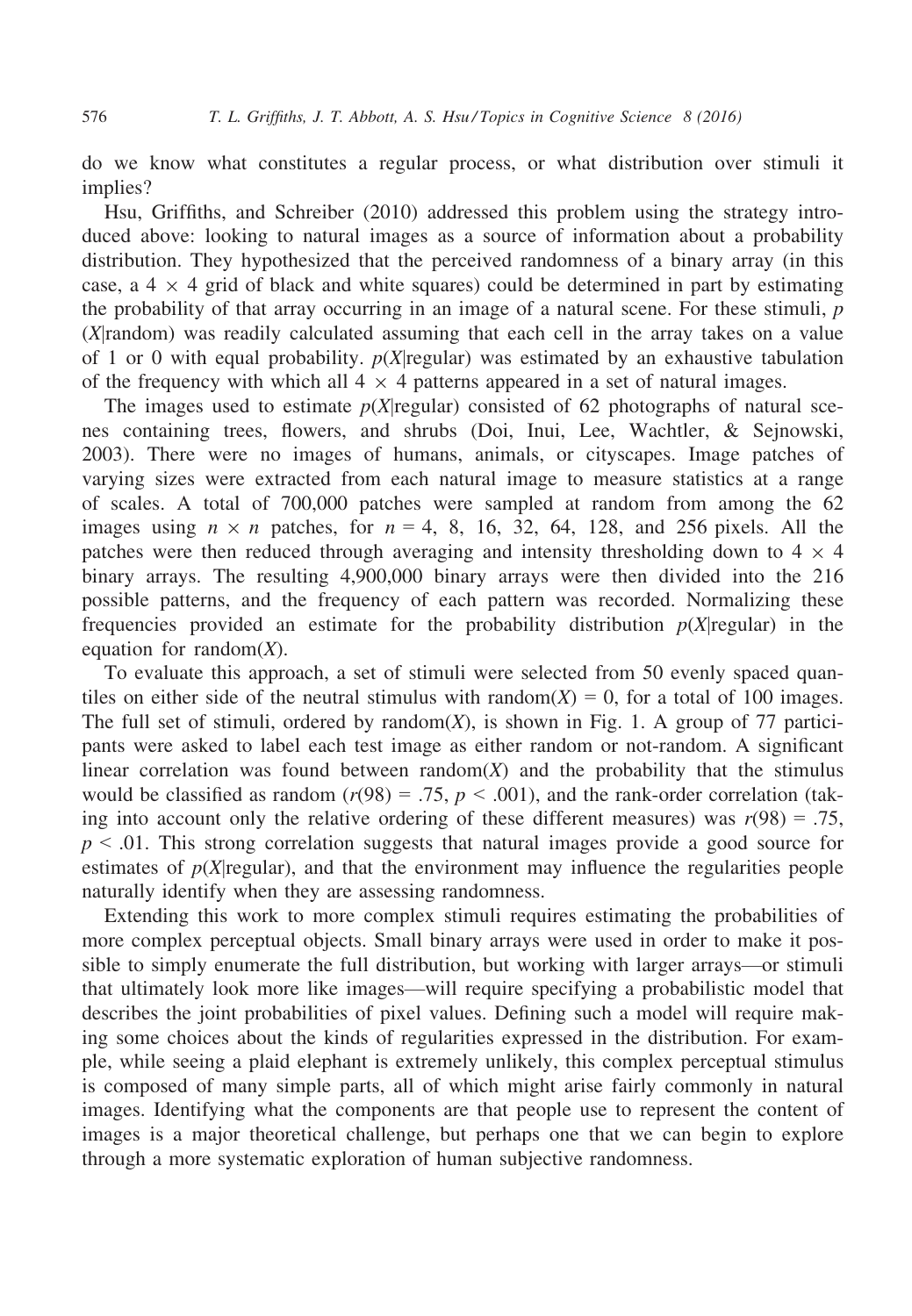do we know what constitutes a regular process, or what distribution over stimuli it implies?

Hsu, Griffiths, and Schreiber (2010) addressed this problem using the strategy introduced above: looking to natural images as a source of information about a probability distribution. They hypothesized that the perceived randomness of a binary array (in this case, a $4 \times 4$ grid of black and white squares) could be determined in part by estimating the probability of that array occurring in an image of a natural scene. For these stimuli, $p(X|\text{random})$ was readily calculated assuming that each cell in the array takes on a value of 1 or 0 with equal probability. $p(X|\text{regular})$ was estimated by an exhaustive tabulation of the frequency with which all $4 \times 4$ patterns appeared in a set of natural images.

The images used to estimate $p(X|\text{regular})$ consisted of 62 photographs of natural scenes containing trees, flowers, and shrubs (Doi, Inui, Lee, Wachtler, & Sejnowski, 2003). There were no images of humans, animals, or cityscapes. Image patches of varying sizes were extracted from each natural image to measure statistics at a range of scales. A total of 700,000 patches were sampled at random from among the 62 images using $n \times n$ patches, for $n = 4$, 8, 16, 32, 64, 128, and 256 pixels. All the patches were then reduced through averaging and intensity thresholding down to $4 \times 4$ binary arrays. The resulting 4,900,000 binary arrays were then divided into the $2^{16}$ possible patterns, and the frequency of each pattern was recorded. Normalizing these frequencies provided an estimate for the probability distribution $p(X|\text{regular})$ in the equation for random($X$).

To evaluate this approach, a set of stimuli were selected from 50 evenly spaced quantiles on either side of the neutral stimulus with random($X$) = 0, for a total of 100 images. The full set of stimuli, ordered by random($X$), is shown in Fig. 1. A group of 77 participants were asked to label each test image as either random or not-random. A significant linear correlation was found between random($X$) and the probability that the stimulus would be classified as random ($r(98) = .75$, $p < .001$), and the rank-order correlation (taking into account only the relative ordering of these different measures) was $r(98) = .75$, $p < .01$. This strong correlation suggests that natural images provide a good source for estimates of $p(X|\text{regular})$, and that the environment may influence the regularities people naturally identify when they are assessing randomness.

Extending this work to more complex stimuli requires estimating the probabilities of more complex perceptual objects. Small binary arrays were used in order to make it possible to simply enumerate the full distribution, but working with larger arrays—or stimuli that ultimately look more like images—will require specifying a probabilistic model that describes the joint probabilities of pixel values. Defining such a model will require making some choices about the kinds of regularities expressed in the distribution. For example, while seeing a plaid elephant is extremely unlikely, this complex perceptual stimulus is composed of many simple parts, all of which might arise fairly commonly in natural images. Identifying what the components are that people use to represent the content of images is a major theoretical challenge, but perhaps one that we can begin to explore through a more systematic exploration of human subjective randomness.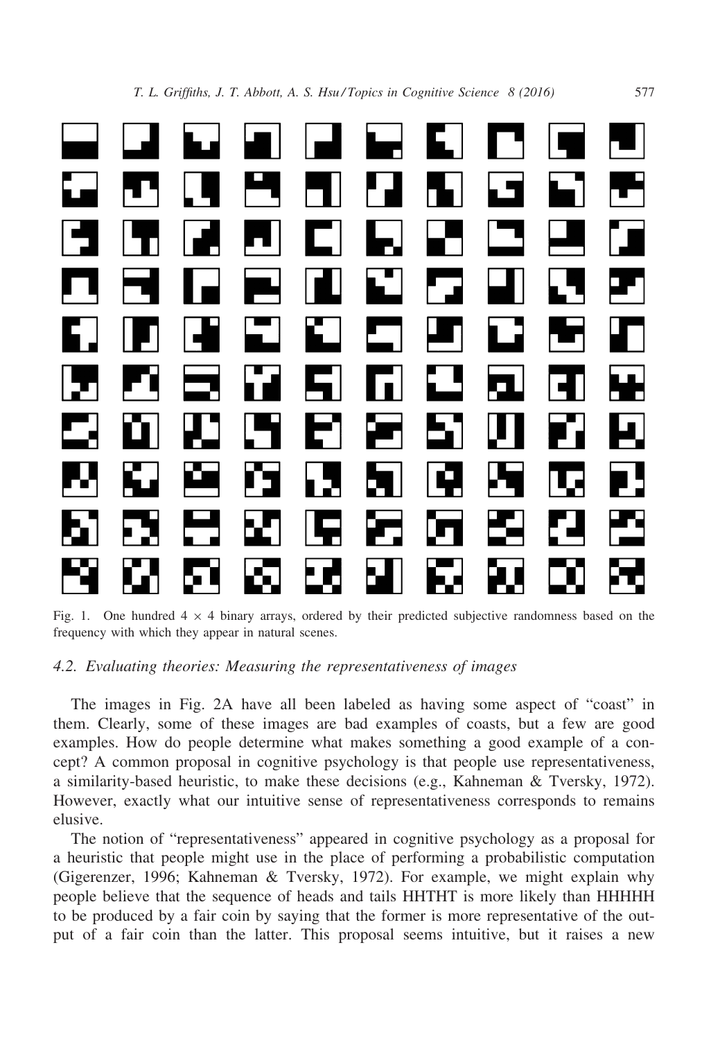Fig. 1. One hundred $4 \times 4$ binary arrays, ordered by their predicted subjective randomness based on the frequency with which they appear in natural scenes.

### 4.2. Evaluating theories: Measuring the representativeness of images

The images in Fig. 2A have all been labeled as having some aspect of "coast" in them. Clearly, some of these images are bad examples of coasts, but a few are good examples. How do people determine what makes something a good example of a concept? A common proposal in cognitive psychology is that people use representativeness, a similarity-based heuristic, to make these decisions (e.g., Kahneman & Tversky, 1972). However, exactly what our intuitive sense of representativeness corresponds to remains elusive.

The notion of "representativeness" appeared in cognitive psychology as a proposal for a heuristic that people might use in the place of performing a probabilistic computation (Gigerenzer, 1996; Kahneman & Tversky, 1972). For example, we might explain why people believe that the sequence of heads and tails HHTHT is more likely than HHHHH to be produced by a fair coin by saying that the former is more representative of the output of a fair coin than the latter. This proposal seems intuitive, but it raises a new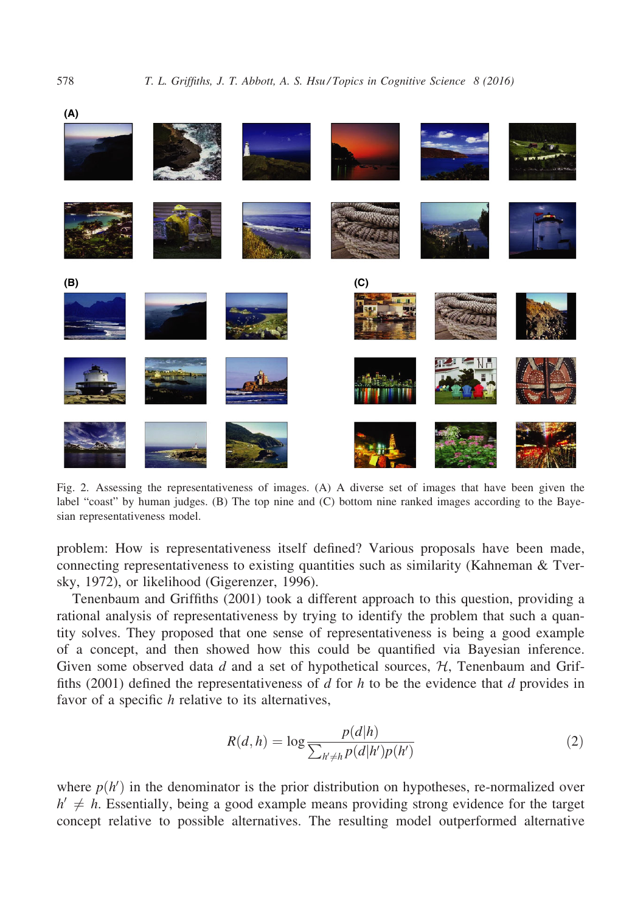Fig. 2. Assessing the representativeness of images. (A) A diverse set of images that have been given the label "coast" by human judges. (B) The top nine and (C) bottom nine ranked images according to the Bayesian representativeness model.

problem: How is representativeness itself defined? Various proposals have been made, connecting representativeness to existing quantities such as similarity (Kahneman & Tversky, 1972), or likelihood (Gigerenzer, 1996).

Tenenbaum and Griffiths (2001) took a different approach to this question, providing a rational analysis of representativeness by trying to identify the problem that such a quantity solves. They proposed that one sense of representativeness is being a good example of a concept, and then showed how this could be quantified via Bayesian inference. Given some observed data $d$ and a set of hypothetical sources, $\mathcal{H}$, Tenenbaum and Griffiths (2001) defined the representativeness of $d$ for $h$ to be the evidence that $d$ provides in favor of a specific $h$ relative to its alternatives,

$$R(d, h) = \log \frac{p(d|h)}{\sum_{h' \neq h} p(d|h')p(h')} \tag{2}$$

where $p(h')$ in the denominator is the prior distribution on hypotheses, re-normalized over $h' \neq h$. Essentially, being a good example means providing strong evidence for the target concept relative to possible alternatives. The resulting model outperformed alternative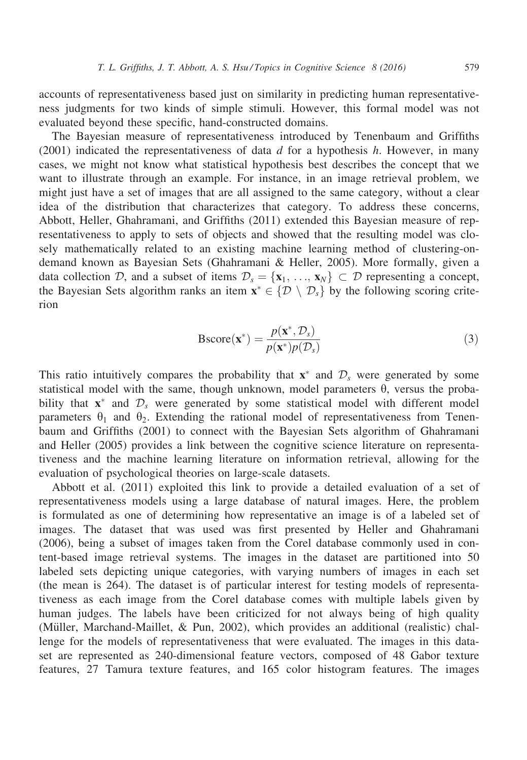accounts of representativeness based just on similarity in predicting human representativeness judgments for two kinds of simple stimuli. However, this formal model was not evaluated beyond these specific, hand-constructed domains.

The Bayesian measure of representativeness introduced by Tenenbaum and Griffiths (2001) indicated the representativeness of data $d$ for a hypothesis $h$. However, in many cases, we might not know what statistical hypothesis best describes the concept that we want to illustrate through an example. For instance, in an image retrieval problem, we might just have a set of images that are all assigned to the same category, without a clear idea of the distribution that characterizes that category. To address these concerns, Abbott, Heller, Ghahramani, and Griffiths (2011) extended this Bayesian measure of representativeness to apply to sets of objects and showed that the resulting model was closely mathematically related to an existing machine learning method of clustering-on-demand known as Bayesian Sets (Ghahramani & Heller, 2005). More formally, given a data collection $\mathcal{D}$, and a subset of items $\mathcal{D}_s = \{\mathbf{x}_1, \ldots, \mathbf{x}_N\} \subset \mathcal{D}$ representing a concept, the Bayesian Sets algorithm ranks an item $\mathbf{x}^* \in \{\mathcal{D} \setminus \mathcal{D}_s\}$ by the following scoring criterion

$$\text{Bscore}(\mathbf{x}^*) = \frac{p(\mathbf{x}^*, \mathcal{D}_s)}{p(\mathbf{x}^*)p(\mathcal{D}_s)} \tag{3}$$

This ratio intuitively compares the probability that $\mathbf{x}^*$ and $\mathcal{D}_s$ were generated by some statistical model with the same, though unknown, model parameters $\theta$, versus the probability that $\mathbf{x}^*$ and $\mathcal{D}_s$ were generated by some statistical model with different model parameters $\theta_1$ and $\theta_2$. Extending the rational model of representativeness from Tenenbaum and Griffiths (2001) to connect with the Bayesian Sets algorithm of Ghahramani and Heller (2005) provides a link between the cognitive science literature on representativeness and the machine learning literature on information retrieval, allowing for the evaluation of psychological theories on large-scale datasets.

Abbott et al. (2011) exploited this link to provide a detailed evaluation of a set of representativeness models using a large database of natural images. Here, the problem is formulated as one of determining how representative an image is of a labeled set of images. The dataset that was used was first presented by Heller and Ghahramani (2006), being a subset of images taken from the Corel database commonly used in content-based image retrieval systems. The images in the dataset are partitioned into 50 labeled sets depicting unique categories, with varying numbers of images in each set (the mean is 264). The dataset is of particular interest for testing models of representativeness as each image from the Corel database comes with multiple labels given by human judges. The labels have been criticized for not always being of high quality (Müller, Marchand-Maillet, & Pun, 2002), which provides an additional (realistic) challenge for the models of representativeness that were evaluated. The images in this dataset are represented as 240-dimensional feature vectors, composed of 48 Gabor texture features, 27 Tamura texture features, and 165 color histogram features. The images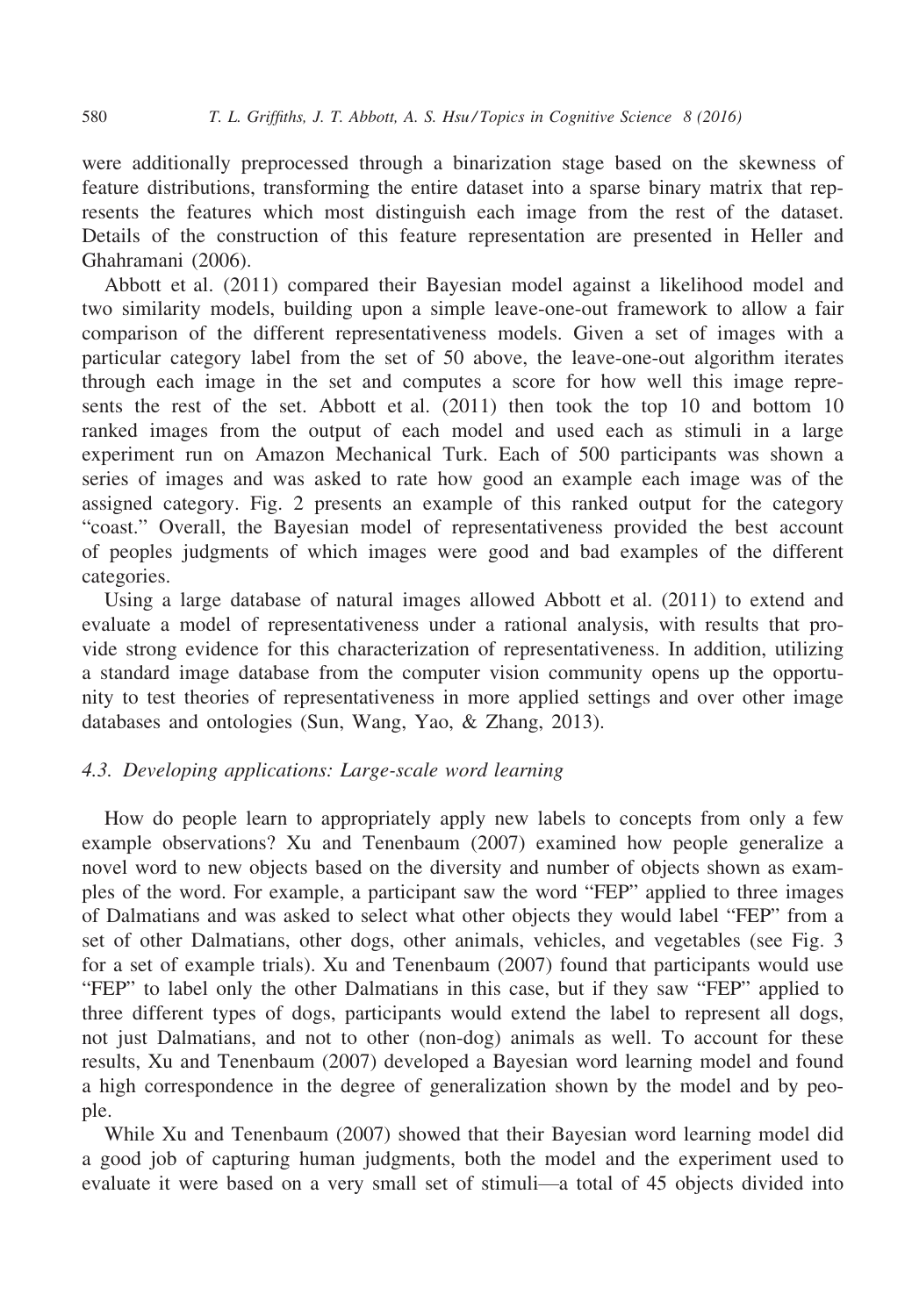were additionally preprocessed through a binarization stage based on the skewness of feature distributions, transforming the entire dataset into a sparse binary matrix that represents the features which most distinguish each image from the rest of the dataset. Details of the construction of this feature representation are presented in Heller and Ghahramani (2006).

Abbott et al. (2011) compared their Bayesian model against a likelihood model and two similarity models, building upon a simple leave-one-out framework to allow a fair comparison of the different representativeness models. Given a set of images with a particular category label from the set of 50 above, the leave-one-out algorithm iterates through each image in the set and computes a score for how well this image represents the rest of the set. Abbott et al. (2011) then took the top 10 and bottom 10 ranked images from the output of each model and used each as stimuli in a large experiment run on Amazon Mechanical Turk. Each of 500 participants was shown a series of images and was asked to rate how good an example each image was of the assigned category. Fig. 2 presents an example of this ranked output for the category "coast." Overall, the Bayesian model of representativeness provided the best account of peoples judgments of which images were good and bad examples of the different categories.

Using a large database of natural images allowed Abbott et al. (2011) to extend and evaluate a model of representativeness under a rational analysis, with results that provide strong evidence for this characterization of representativeness. In addition, utilizing a standard image database from the computer vision community opens up the opportunity to test theories of representativeness in more applied settings and over other image databases and ontologies (Sun, Wang, Yao, & Zhang, 2013).

### 4.3. Developing applications: Large-scale word learning

How do people learn to appropriately apply new labels to concepts from only a few example observations? Xu and Tenenbaum (2007) examined how people generalize a novel word to new objects based on the diversity and number of objects shown as examples of the word. For example, a participant saw the word "FEP" applied to three images of Dalmatians and was asked to select what other objects they would label "FEP" from a set of other Dalmatians, other dogs, other animals, vehicles, and vegetables (see Fig. 3 for a set of example trials). Xu and Tenenbaum (2007) found that participants would use "FEP" to label only the other Dalmatians in this case, but if they saw "FEP" applied to three different types of dogs, participants would extend the label to represent all dogs, not just Dalmatians, and not to other (non-dog) animals as well. To account for these results, Xu and Tenenbaum (2007) developed a Bayesian word learning model and found a high correspondence in the degree of generalization shown by the model and by people.

While Xu and Tenenbaum (2007) showed that their Bayesian word learning model did a good job of capturing human judgments, both the model and the experiment used to evaluate it were based on a very small set of stimuli—a total of 45 objects divided into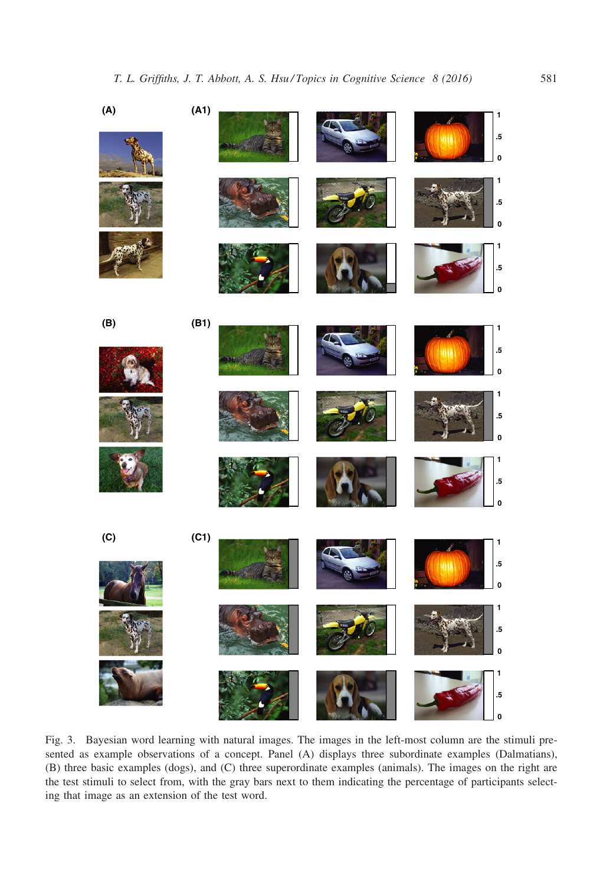Fig. 3. Bayesian word learning with natural images. The images in the left-most column are the stimuli presented as example observations of a concept. Panel (A) displays three subordinate examples (Dalmatians), (B) three basic examples (dogs), and (C) three superordinate examples (animals). The images on the right are the test stimuli to select from, with the gray bars next to them indicating the percentage of participants selecting that image as an extension of the test word.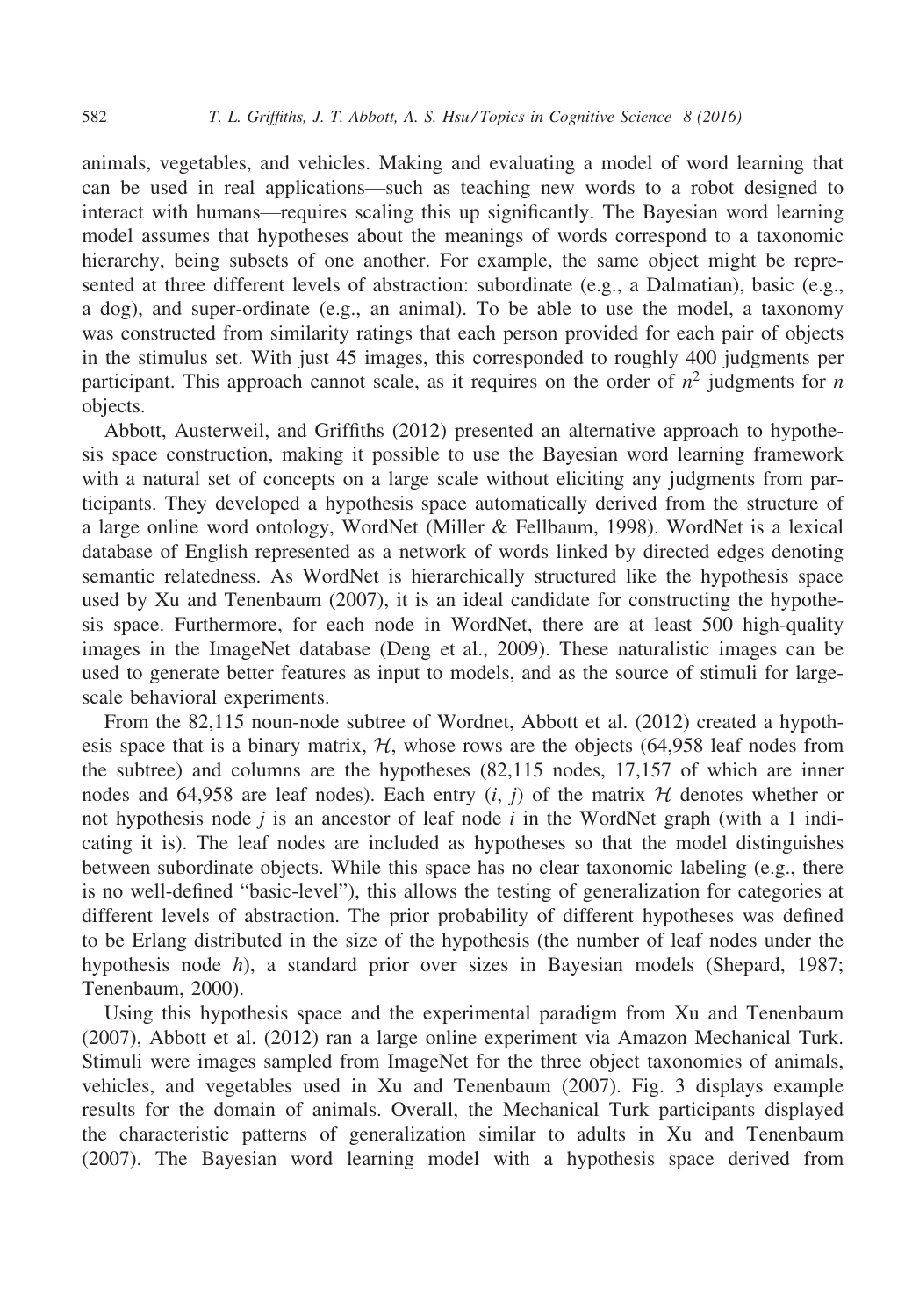animals, vegetables, and vehicles. Making and evaluating a model of word learning that can be used in real applications—such as teaching new words to a robot designed to interact with humans—requires scaling this up significantly. The Bayesian word learning model assumes that hypotheses about the meanings of words correspond to a taxonomic hierarchy, being subsets of one another. For example, the same object might be represented at three different levels of abstraction: subordinate (e.g., a Dalmatian), basic (e.g., a dog), and super-ordinate (e.g., an animal). To be able to use the model, a taxonomy was constructed from similarity ratings that each person provided for each pair of objects in the stimulus set. With just 45 images, this corresponded to roughly 400 judgments per participant. This approach cannot scale, as it requires on the order of $n^2$ judgments for $n$ objects.

Abbott, Austerweil, and Griffiths (2012) presented an alternative approach to hypothesis space construction, making it possible to use the Bayesian word learning framework with a natural set of concepts on a large scale without eliciting any judgments from participants. They developed a hypothesis space automatically derived from the structure of a large online word ontology, WordNet (Miller & Fellbaum, 1998). WordNet is a lexical database of English represented as a network of words linked by directed edges denoting semantic relatedness. As WordNet is hierarchically structured like the hypothesis space used by Xu and Tenenbaum (2007), it is an ideal candidate for constructing the hypothesis space. Furthermore, for each node in WordNet, there are at least 500 high-quality images in the ImageNet database (Deng et al., 2009). These naturalistic images can be used to generate better features as input to models, and as the source of stimuli for large-scale behavioral experiments.

From the 82,115 noun-node subtree of Wordnet, Abbott et al. (2012) created a hypothesis space that is a binary matrix, $\mathcal{H}$, whose rows are the objects (64,958 leaf nodes from the subtree) and columns are the hypotheses (82,115 nodes, 17,157 of which are inner nodes and 64,958 are leaf nodes). Each entry $(i, j)$ of the matrix $\mathcal{H}$ denotes whether or not hypothesis node $j$ is an ancestor of leaf node $i$ in the WordNet graph (with a 1 indicating it is). The leaf nodes are included as hypotheses so that the model distinguishes between subordinate objects. While this space has no clear taxonomic labeling (e.g., there is no well-defined "basic-level"), this allows the testing of generalization for categories at different levels of abstraction. The prior probability of different hypotheses was defined to be Erlang distributed in the size of the hypothesis (the number of leaf nodes under the hypothesis node $h$), a standard prior over sizes in Bayesian models (Shepard, 1987; Tenenbaum, 2000).

Using this hypothesis space and the experimental paradigm from Xu and Tenenbaum (2007), Abbott et al. (2012) ran a large online experiment via Amazon Mechanical Turk. Stimuli were images sampled from ImageNet for the three object taxonomies of animals, vehicles, and vegetables used in Xu and Tenenbaum (2007). Fig. 3 displays example results for the domain of animals. Overall, the Mechanical Turk participants displayed the characteristic patterns of generalization similar to adults in Xu and Tenenbaum (2007). The Bayesian word learning model with a hypothesis space derived from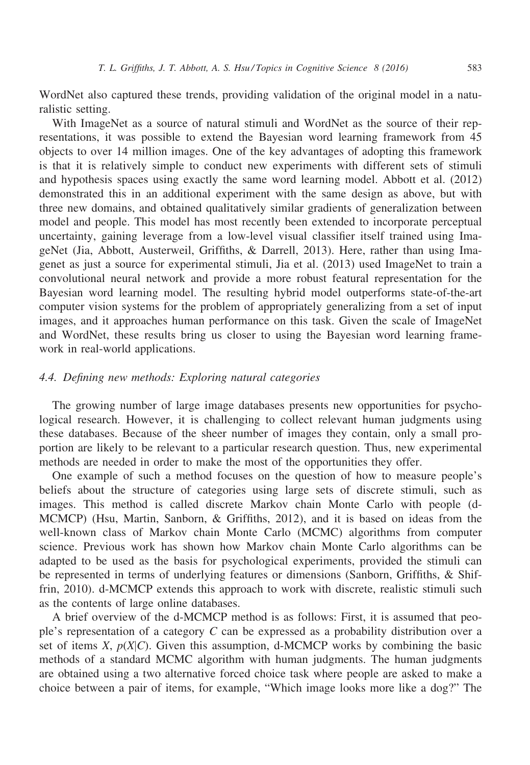WordNet also captured these trends, providing validation of the original model in a naturalistic setting.

With ImageNet as a source of natural stimuli and WordNet as the source of their representations, it was possible to extend the Bayesian word learning framework from 45 objects to over 14 million images. One of the key advantages of adopting this framework is that it is relatively simple to conduct new experiments with different sets of stimuli and hypothesis spaces using exactly the same word learning model. Abbott et al. (2012) demonstrated this in an additional experiment with the same design as above, but with three new domains, and obtained qualitatively similar gradients of generalization between model and people. This model has most recently been extended to incorporate perceptual uncertainty, gaining leverage from a low-level visual classifier itself trained using ImageNet (Jia, Abbott, Austerweil, Griffiths, & Darrell, 2013). Here, rather than using Imagenet as just a source for experimental stimuli, Jia et al. (2013) used ImageNet to train a convolutional neural network and provide a more robust featural representation for the Bayesian word learning model. The resulting hybrid model outperforms state-of-the-art computer vision systems for the problem of appropriately generalizing from a set of input images, and it approaches human performance on this task. Given the scale of ImageNet and WordNet, these results bring us closer to using the Bayesian word learning framework in real-world applications.

### 4.4. *Defining new methods: Exploring natural categories*

The growing number of large image databases presents new opportunities for psychological research. However, it is challenging to collect relevant human judgments using these databases. Because of the sheer number of images they contain, only a small proportion are likely to be relevant to a particular research question. Thus, new experimental methods are needed in order to make the most of the opportunities they offer.

One example of such a method focuses on the question of how to measure people's beliefs about the structure of categories using large sets of discrete stimuli, such as images. This method is called discrete Markov chain Monte Carlo with people (d-MCMCP) (Hsu, Martin, Sanborn, & Griffiths, 2012), and it is based on ideas from the well-known class of Markov chain Monte Carlo (MCMC) algorithms from computer science. Previous work has shown how Markov chain Monte Carlo algorithms can be adapted to be used as the basis for psychological experiments, provided the stimuli can be represented in terms of underlying features or dimensions (Sanborn, Griffiths, & Shiffrin, 2010). d-MCMCP extends this approach to work with discrete, realistic stimuli such as the contents of large online databases.

A brief overview of the d-MCMCP method is as follows: First, it is assumed that people's representation of a category $C$ can be expressed as a probability distribution over a set of items $X$, $p(X|C)$. Given this assumption, d-MCMCP works by combining the basic methods of a standard MCMC algorithm with human judgments. The human judgments are obtained using a two alternative forced choice task where people are asked to make a choice between a pair of items, for example, "Which image looks more like a dog?" The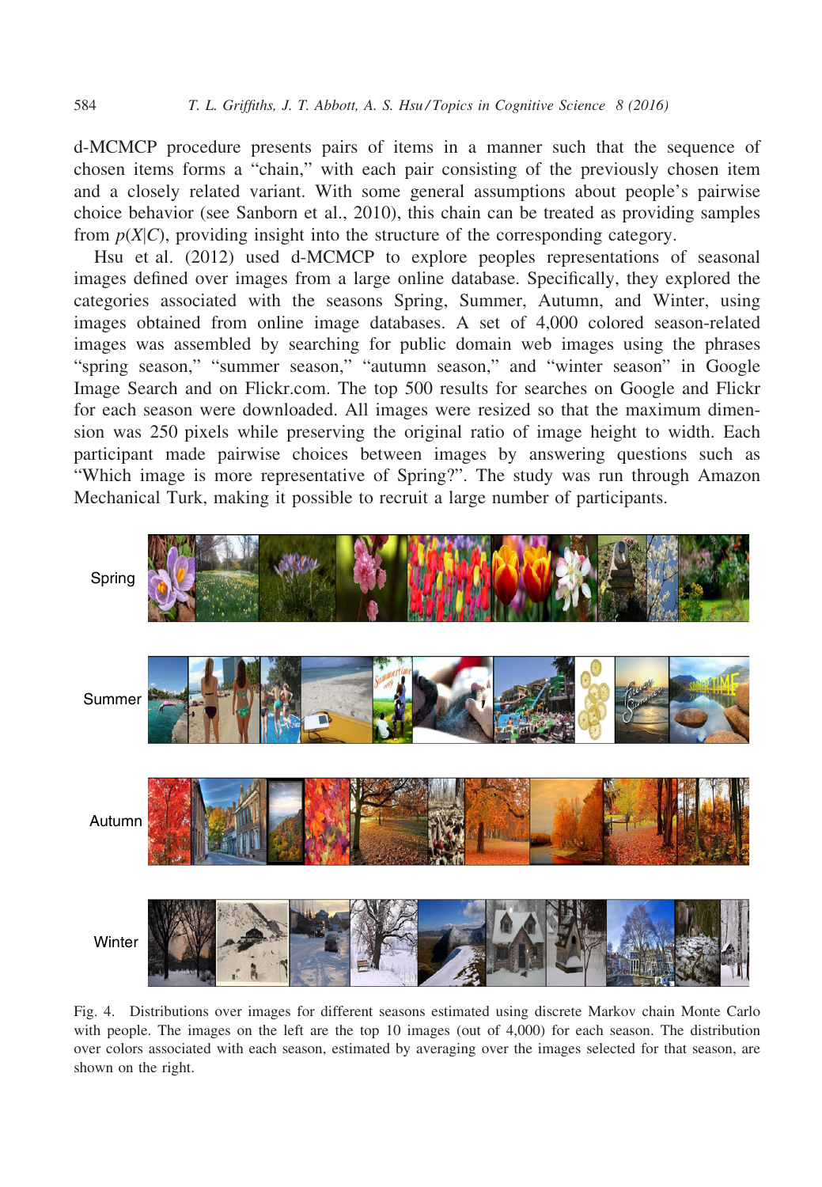d-MCMCP procedure presents pairs of items in a manner such that the sequence of chosen items forms a "chain," with each pair consisting of the previously chosen item and a closely related variant. With some general assumptions about people's pairwise choice behavior (see Sanborn et al., 2010), this chain can be treated as providing samples from $p(X|C)$, providing insight into the structure of the corresponding category.

Hsu et al. (2012) used d-MCMCP to explore peoples representations of seasonal images defined over images from a large online database. Specifically, they explored the categories associated with the seasons Spring, Summer, Autumn, and Winter, using images obtained from online image databases. A set of 4,000 colored season-related images was assembled by searching for public domain web images using the phrases "spring season," "summer season," "autumn season," and "winter season" in Google Image Search and on Flickr.com. The top 500 results for searches on Google and Flickr for each season were downloaded. All images were resized so that the maximum dimension was 250 pixels while preserving the original ratio of image height to width. Each participant made pairwise choices between images by answering questions such as "Which image is more representative of Spring?". The study was run through Amazon Mechanical Turk, making it possible to recruit a large number of participants.

Spring

Summer

Autumn

Winter

Fig. 4. Distributions over images for different seasons estimated using discrete Markov chain Monte Carlo with people. The images on the left are the top 10 images (out of 4,000) for each season. The distribution over colors associated with each season, estimated by averaging over the images selected for that season, are shown on the right.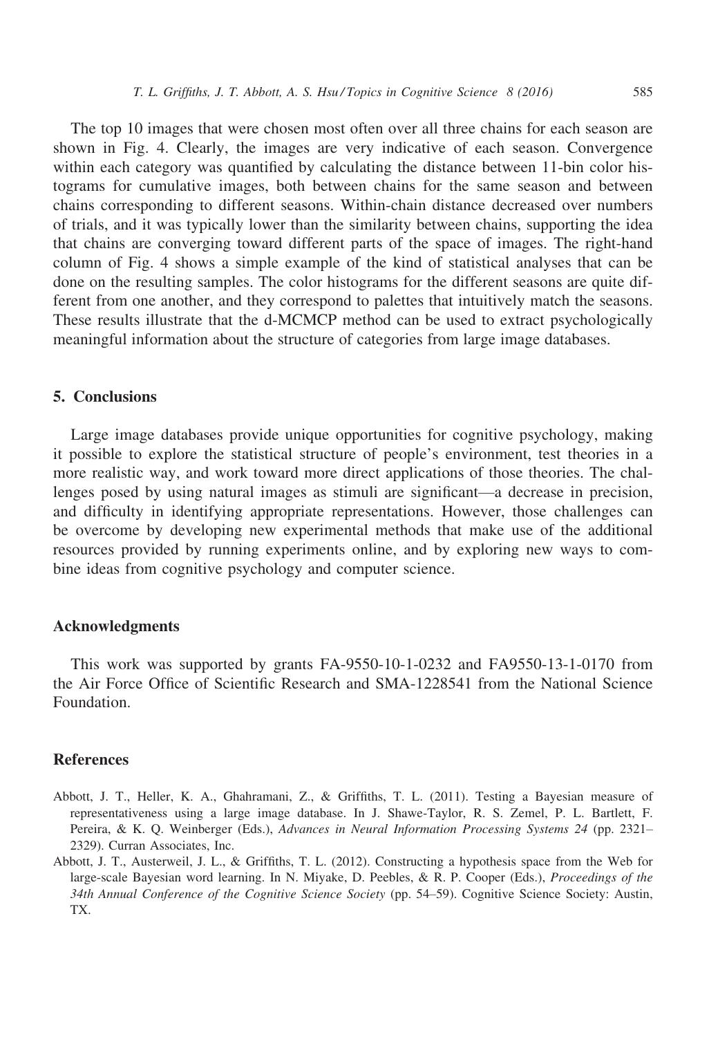The top 10 images that were chosen most often over all three chains for each season are shown in Fig. 4. Clearly, the images are very indicative of each season. Convergence within each category was quantified by calculating the distance between 11-bin color histograms for cumulative images, both between chains for the same season and between chains corresponding to different seasons. Within-chain distance decreased over numbers of trials, and it was typically lower than the similarity between chains, supporting the idea that chains are converging toward different parts of the space of images. The right-hand column of Fig. 4 shows a simple example of the kind of statistical analyses that can be done on the resulting samples. The color histograms for the different seasons are quite different from one another, and they correspond to palettes that intuitively match the seasons. These results illustrate that the d-MCMCP method can be used to extract psychologically meaningful information about the structure of categories from large image databases.

## 5. Conclusions

Large image databases provide unique opportunities for cognitive psychology, making it possible to explore the statistical structure of people's environment, test theories in a more realistic way, and work toward more direct applications of those theories. The challenges posed by using natural images as stimuli are significant—a decrease in precision, and difficulty in identifying appropriate representations. However, those challenges can be overcome by developing new experimental methods that make use of the additional resources provided by running experiments online, and by exploring new ways to combine ideas from cognitive psychology and computer science.

## Acknowledgments

This work was supported by grants FA-9550-10-1-0232 and FA9550-13-1-0170 from the Air Force Office of Scientific Research and SMA-1228541 from the National Science Foundation.

## References

Abbott, J. T., Heller, K. A., Ghahramani, Z., & Griffiths, T. L. (2011). Testing a Bayesian measure of representativeness using a large image database. In J. Shawe-Taylor, R. S. Zemel, P. L. Bartlett, F. Pereira, & K. Q. Weinberger (Eds.), *Advances in Neural Information Processing Systems 24* (pp. 2321–2329). Curran Associates, Inc.

Abbott, J. T., Austerweil, J. L., & Griffiths, T. L. (2012). Constructing a hypothesis space from the Web for large-scale Bayesian word learning. In N. Miyake, D. Peebles, & R. P. Cooper (Eds.), *Proceedings of the 34th Annual Conference of the Cognitive Science Society* (pp. 54–59). Cognitive Science Society: Austin, TX.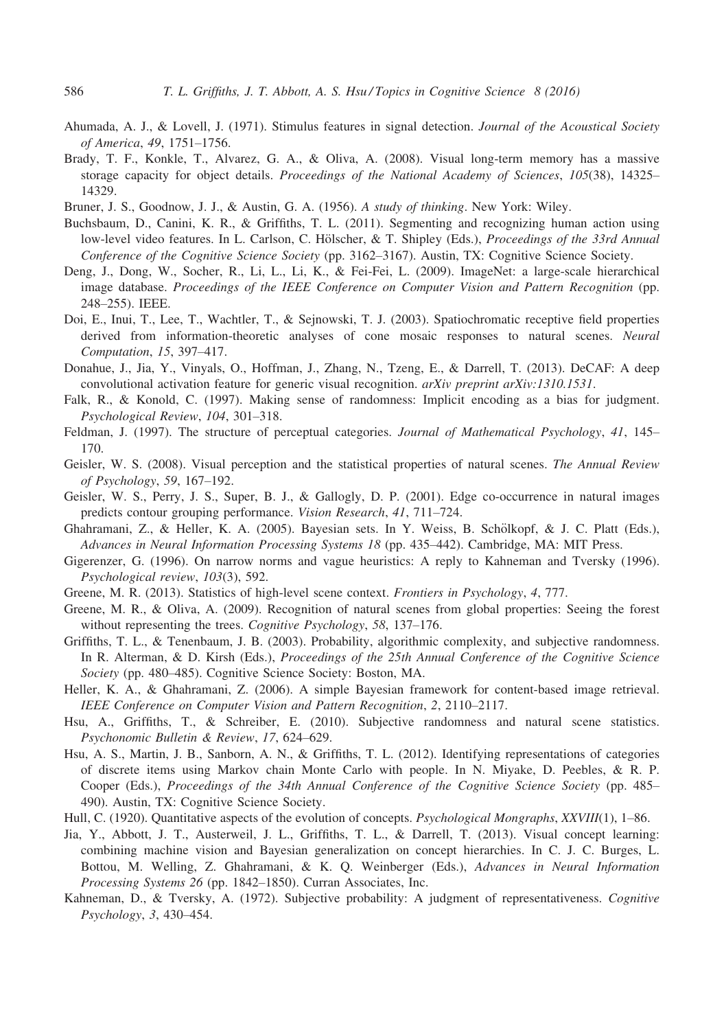Ahumada, A. J., & Lovell, J. (1971). Stimulus features in signal detection. *Journal of the Acoustical Society of America*, *49*, 1751–1756.

Brady, T. F., Konkle, T., Alvarez, G. A., & Oliva, A. (2008). Visual long-term memory has a massive storage capacity for object details. *Proceedings of the National Academy of Sciences*, *105*(38), 14325–14329.

Bruner, J. S., Goodnow, J. J., & Austin, G. A. (1956). *A study of thinking*. New York: Wiley.

Buchsbaum, D., Canini, K. R., & Griffiths, T. L. (2011). Segmenting and recognizing human action using low-level video features. In L. Carlson, C. Hölscher, & T. Shipley (Eds.), *Proceedings of the 33rd Annual Conference of the Cognitive Science Society* (pp. 3162–3167). Austin, TX: Cognitive Science Society.

Deng, J., Dong, W., Socher, R., Li, L., Li, K., & Fei-Fei, L. (2009). ImageNet: a large-scale hierarchical image database. *Proceedings of the IEEE Conference on Computer Vision and Pattern Recognition* (pp. 248–255). IEEE.

Doi, E., Inui, T., Lee, T., Wachtler, T., & Sejnowski, T. J. (2003). Spatiochromatic receptive field properties derived from information-theoretic analyses of cone mosaic responses to natural scenes. *Neural Computation*, *15*, 397–417.

Donahue, J., Jia, Y., Vinyals, O., Hoffman, J., Zhang, N., Tzeng, E., & Darrell, T. (2013). DeCAF: A deep convolutional activation feature for generic visual recognition. *arXiv preprint arXiv:1310.1531*.

Falk, R., & Konold, C. (1997). Making sense of randomness: Implicit encoding as a bias for judgment. *Psychological Review*, *104*, 301–318.

Feldman, J. (1997). The structure of perceptual categories. *Journal of Mathematical Psychology*, *41*, 145–170.

Geisler, W. S. (2008). Visual perception and the statistical properties of natural scenes. *The Annual Review of Psychology*, *59*, 167–192.

Geisler, W. S., Perry, J. S., Super, B. J., & Gallogly, D. P. (2001). Edge co-occurrence in natural images predicts contour grouping performance. *Vision Research*, *41*, 711–724.

Ghahramani, Z., & Heller, K. A. (2005). Bayesian sets. In Y. Weiss, B. Schölkopf, & J. C. Platt (Eds.), *Advances in Neural Information Processing Systems 18* (pp. 435–442). Cambridge, MA: MIT Press.

Gigerenzer, G. (1996). On narrow norms and vague heuristics: A reply to Kahneman and Tversky (1996). *Psychological review*, *103*(3), 592.

Greene, M. R. (2013). Statistics of high-level scene context. *Frontiers in Psychology*, *4*, 777.

Greene, M. R., & Oliva, A. (2009). Recognition of natural scenes from global properties: Seeing the forest without representing the trees. *Cognitive Psychology*, *58*, 137–176.

Griffiths, T. L., & Tenenbaum, J. B. (2003). Probability, algorithmic complexity, and subjective randomness. In R. Alterman, & D. Kirsh (Eds.), *Proceedings of the 25th Annual Conference of the Cognitive Science Society* (pp. 480–485). Cognitive Science Society: Boston, MA.

Heller, K. A., & Ghahramani, Z. (2006). A simple Bayesian framework for content-based image retrieval. *IEEE Conference on Computer Vision and Pattern Recognition*, *2*, 2110–2117.

Hsu, A., Griffiths, T., & Schreiber, E. (2010). Subjective randomness and natural scene statistics. *Psychonomic Bulletin & Review*, *17*, 624–629.

Hsu, A. S., Martin, J. B., Sanborn, A. N., & Griffiths, T. L. (2012). Identifying representations of categories of discrete items using Markov chain Monte Carlo with people. In N. Miyake, D. Peebles, & R. P. Cooper (Eds.), *Proceedings of the 34th Annual Conference of the Cognitive Science Society* (pp. 485–490). Austin, TX: Cognitive Science Society.

Hull, C. (1920). Quantitative aspects of the evolution of concepts. *Psychological Mongraphs*, *XXVIII*(1), 1–86.

Jia, Y., Abbott, J. T., Austerweil, J. L., Griffiths, T. L., & Darrell, T. (2013). Visual concept learning: combining machine vision and Bayesian generalization on concept hierarchies. In C. J. C. Burges, L. Bottou, M. Welling, Z. Ghahramani, & K. Q. Weinberger (Eds.), *Advances in Neural Information Processing Systems 26* (pp. 1842–1850). Curran Associates, Inc.

Kahneman, D., & Tversky, A. (1972). Subjective probability: A judgment of representativeness. *Cognitive Psychology*, *3*, 430–454.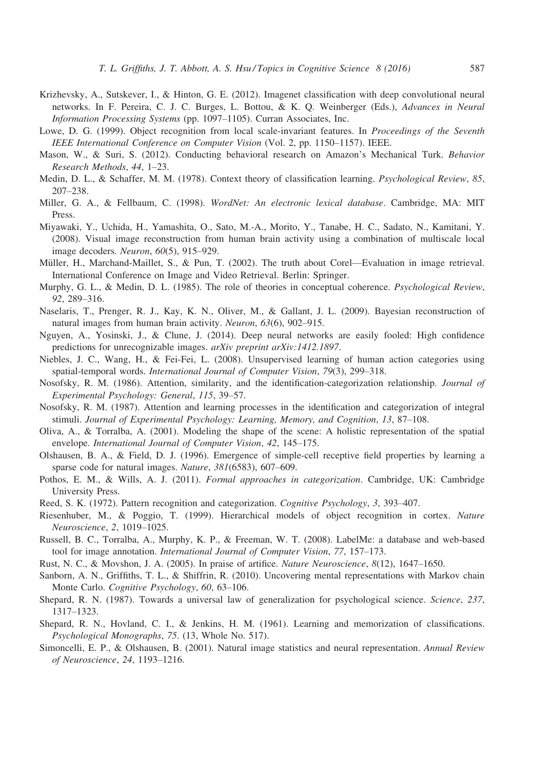Krizhevsky, A., Sutskever, I., & Hinton, G. E. (2012). Imagenet classification with deep convolutional neural networks. In F. Pereira, C. J. C. Burges, L. Bottou, & K. Q. Weinberger (Eds.), *Advances in Neural Information Processing Systems* (pp. 1097–1105). Curran Associates, Inc.

Lowe, D. G. (1999). Object recognition from local scale-invariant features. In *Proceedings of the Seventh IEEE International Conference on Computer Vision* (Vol. 2, pp. 1150–1157). IEEE.

Mason, W., & Suri, S. (2012). Conducting behavioral research on Amazon's Mechanical Turk. *Behavior Research Methods*, *44*, 1–23.

Medin, D. L., & Schaffer, M. M. (1978). Context theory of classification learning. *Psychological Review*, *85*, 207–238.

Miller, G. A., & Fellbaum, C. (1998). *WordNet: An electronic lexical database*. Cambridge, MA: MIT Press.

Miyawaki, Y., Uchida, H., Yamashita, O., Sato, M.-A., Morito, Y., Tanabe, H. C., Sadato, N., Kamitani, Y. (2008). Visual image reconstruction from human brain activity using a combination of multiscale local image decoders. *Neuron*, *60*(5), 915–929.

Müller, H., Marchand-Maillet, S., & Pun, T. (2002). The truth about Corel—Evaluation in image retrieval. International Conference on Image and Video Retrieval. Berlin: Springer.

Murphy, G. L., & Medin, D. L. (1985). The role of theories in conceptual coherence. *Psychological Review*, *92*, 289–316.

Naselaris, T., Prenger, R. J., Kay, K. N., Oliver, M., & Gallant, J. L. (2009). Bayesian reconstruction of natural images from human brain activity. *Neuron*, *63*(6), 902–915.

Nguyen, A., Yosinski, J., & Clune, J. (2014). Deep neural networks are easily fooled: High confidence predictions for unrecognizable images. *arXiv preprint arXiv:1412.1897*.

Niebles, J. C., Wang, H., & Fei-Fei, L. (2008). Unsupervised learning of human action categories using spatial-temporal words. *International Journal of Computer Vision*, *79*(3), 299–318.

Nosofsky, R. M. (1986). Attention, similarity, and the identification-categorization relationship. *Journal of Experimental Psychology: General*, *115*, 39–57.

Nosofsky, R. M. (1987). Attention and learning processes in the identification and categorization of integral stimuli. *Journal of Experimental Psychology: Learning, Memory, and Cognition*, *13*, 87–108.

Oliva, A., & Torralba, A. (2001). Modeling the shape of the scene: A holistic representation of the spatial envelope. *International Journal of Computer Vision*, *42*, 145–175.

Olshausen, B. A., & Field, D. J. (1996). Emergence of simple-cell receptive field properties by learning a sparse code for natural images. *Nature*, *381*(6583), 607–609.

Pothos, E. M., & Wills, A. J. (2011). *Formal approaches in categorization*. Cambridge, UK: Cambridge University Press.

Reed, S. K. (1972). Pattern recognition and categorization. *Cognitive Psychology*, *3*, 393–407.

Riesenhuber, M., & Poggio, T. (1999). Hierarchical models of object recognition in cortex. *Nature Neuroscience*, *2*, 1019–1025.

Russell, B. C., Torralba, A., Murphy, K. P., & Freeman, W. T. (2008). LabelMe: a database and web-based tool for image annotation. *International Journal of Computer Vision*, *77*, 157–173.

Rust, N. C., & Movshon, J. A. (2005). In praise of artifice. *Nature Neuroscience*, *8*(12), 1647–1650.

Sanborn, A. N., Griffiths, T. L., & Shiffrin, R. (2010). Uncovering mental representations with Markov chain Monte Carlo. *Cognitive Psychology*, *60*, 63–106.

Shepard, R. N. (1987). Towards a universal law of generalization for psychological science. *Science*, *237*, 1317–1323.

Shepard, R. N., Hovland, C. I., & Jenkins, H. M. (1961). Learning and memorization of classifications. *Psychological Monographs*, *75*. (13, Whole No. 517).

Simoncelli, E. P., & Olshausen, B. (2001). Natural image statistics and neural representation. *Annual Review of Neuroscience*, *24*, 1193–1216.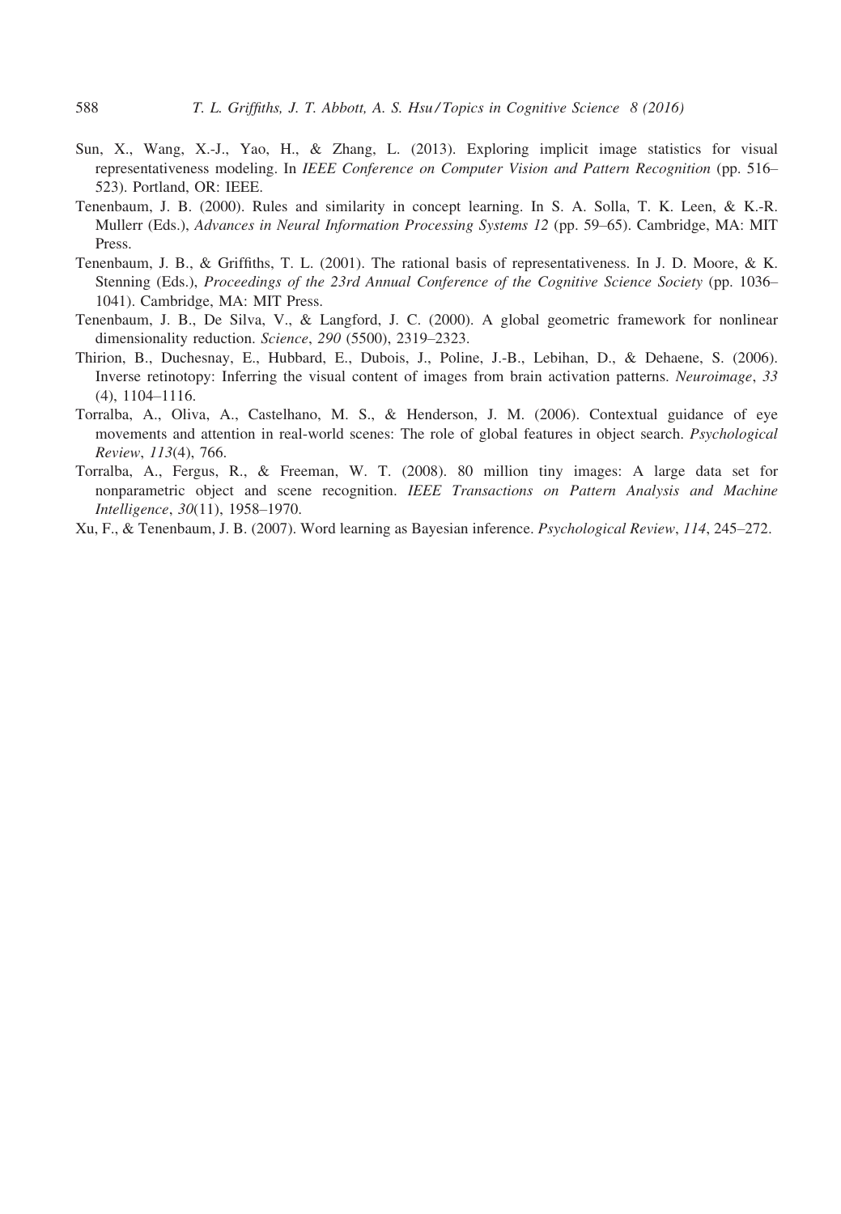Sun, X., Wang, X.-J., Yao, H., & Zhang, L. (2013). Exploring implicit image statistics for visual representativeness modeling. In *IEEE Conference on Computer Vision and Pattern Recognition* (pp. 516–523). Portland, OR: IEEE.

Tenenbaum, J. B. (2000). Rules and similarity in concept learning. In S. A. Solla, T. K. Leen, & K.-R. Mullerr (Eds.), *Advances in Neural Information Processing Systems 12* (pp. 59–65). Cambridge, MA: MIT Press.

Tenenbaum, J. B., & Griffiths, T. L. (2001). The rational basis of representativeness. In J. D. Moore, & K. Stenning (Eds.), *Proceedings of the 23rd Annual Conference of the Cognitive Science Society* (pp. 1036–1041). Cambridge, MA: MIT Press.

Tenenbaum, J. B., De Silva, V., & Langford, J. C. (2000). A global geometric framework for nonlinear dimensionality reduction. *Science*, *290* (5500), 2319–2323.

Thirion, B., Duchesnay, E., Hubbard, E., Dubois, J., Poline, J.-B., Lebihan, D., & Dehaene, S. (2006). Inverse retinotopy: Inferring the visual content of images from brain activation patterns. *Neuroimage*, *33* (4), 1104–1116.

Torralba, A., Oliva, A., Castelhano, M. S., & Henderson, J. M. (2006). Contextual guidance of eye movements and attention in real-world scenes: The role of global features in object search. *Psychological Review*, *113*(4), 766.

Torralba, A., Fergus, R., & Freeman, W. T. (2008). 80 million tiny images: A large data set for nonparametric object and scene recognition. *IEEE Transactions on Pattern Analysis and Machine Intelligence*, *30*(11), 1958–1970.

Xu, F., & Tenenbaum, J. B. (2007). Word learning as Bayesian inference. *Psychological Review*, *114*, 245–272.